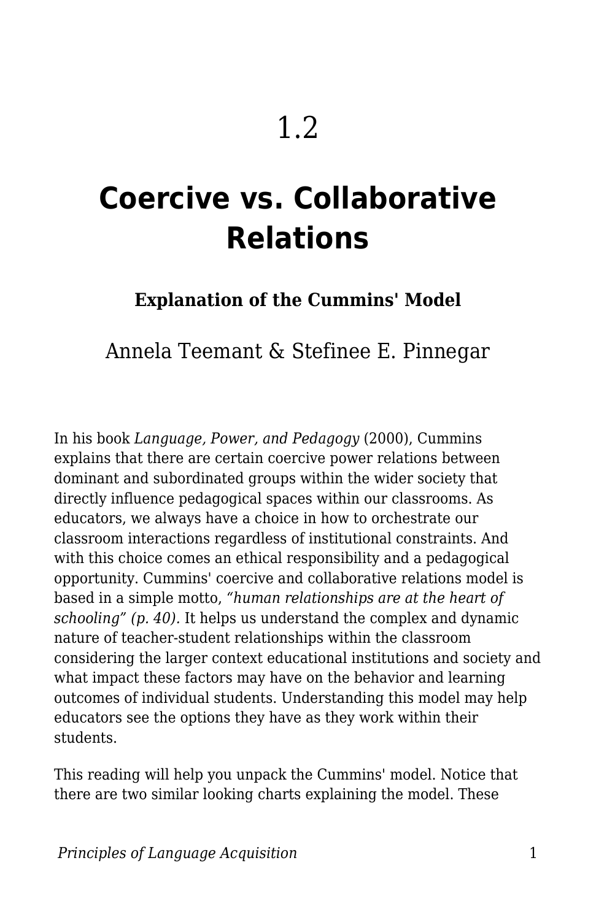# 1.2

# Coercive vs. Collaborative Relations

### Explanation of the Cummins' Model

Annela Teemant & Stefinee E. Pinnegar

In his book *Language, Power, and Pedagogy* (2000), Cummins explains that there are certain coercive power relations between dominant and subordinated groups within the wider society that directly influence pedagogical spaces within our classrooms. As educators, we always have a choice in how to orchestrate our classroom interactions regardless of institutional constraints. And with this choice comes an ethical responsibility and a pedagogical opportunity. Cummins' coercive and collaborative relations model is based in a simple motto, *"human relationships are at the heart of schooling" (p. 40).* It helps us understand the complex and dynamic nature of teacher-student relationships within the classroom considering the larger context educational institutions and society and what impact these factors may have on the behavior and learning outcomes of individual students. Understanding this model may help educators see the options they have as they work within their students.

This reading will help you unpack the Cummins' model. Notice that there are two similar looking charts explaining the model. These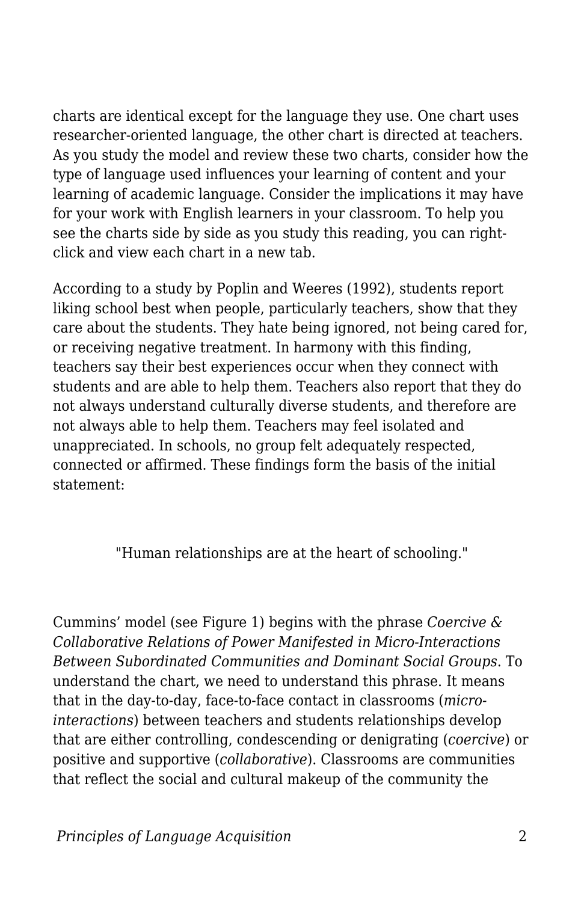charts are identical except for the language they use. One chart uses researcher-oriented language, the other chart is directed at teachers. As you study the model and review these two charts, consider how the type of language used influences your learning of content and your learning of academic language. Consider the implications it may have for your work with English learners in your classroom. To help you see the charts side by side as you study this reading, you can right-click and view each chart in a new tab.

According to a study by Poplin and Weeres (1992), students report liking school best when people, particularly teachers, show that they care about the students. They hate being ignored, not being cared for, or receiving negative treatment. In harmony with this finding, teachers say their best experiences occur when they connect with students and are able to help them. Teachers also report that they do not always understand culturally diverse students, and therefore are not always able to help them. Teachers may feel isolated and unappreciated. In schools, no group felt adequately respected, connected or affirmed. These findings form the basis of the initial statement:

> "Human relationships are at the heart of schooling."

Cummins' model (see Figure 1) begins with the phrase *Coercive & Collaborative Relations of Power Manifested in Micro-Interactions Between Subordinated Communities and Dominant Social Groups*. To understand the chart, we need to understand this phrase. It means that in the day-to-day, face-to-face contact in classrooms (*micro-interactions*) between teachers and students relationships develop that are either controlling, condescending or denigrating (*coercive*) or positive and supportive (*collaborative*). Classrooms are communities that reflect the social and cultural makeup of the community the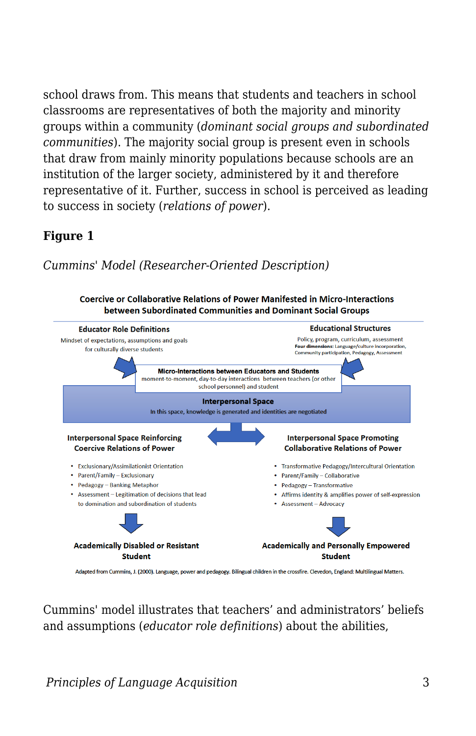school draws from. This means that students and teachers in school classrooms are representatives of both the majority and minority groups within a community (*dominant social groups and subordinated communities*). The majority social group is present even in schools that draw from mainly minority populations because schools are an institution of the larger society, administered by it and therefore representative of it. Further, success in school is perceived as leading to success in society (*relations of power*).

**Figure 1**

*Cummins' Model (Researcher-Oriented Description)*

**Coercive or Collaborative Relations of Power Manifested in Micro-Interactions between Subordinated Communities and Dominant Social Groups**

**Educator Role Definitions**
Mindset of expectations, assumptions and goals for culturally diverse students

**Educational Structures**
Policy, program, curriculum, assessment
**Four dimensions:** Language/culture incorporation, Community participation, Pedagogy, Assessment

**Micro-Interactions between Educators and Students**
moment-to-moment, day-to-day interactions between teachers (or other school personnel) and student

**Interpersonal Space**
In this space, knowledge is generated and identities are negotiated

**Interpersonal Space Reinforcing Coercive Relations of Power**

- Exclusionary/Assimilationist Orientation
- Parent/Family – Exclusionary
- Pedagogy – Banking Metaphor
- Assessment – Legitimation of decisions that lead to domination and subordination of students

**Academically Disabled or Resistant Student**

**Interpersonal Space Promoting Collaborative Relations of Power**

- Transformative Pedagogy/Intercultural Orientation
- Parent/Family – Collaborative
- Pedagogy – Transformative
- Affirms identity & amplifies power of self-expression
- Assessment – Advocacy

**Academically and Personally Empowered Student**

Adapted from Cummins, J. (2000). Language, power and pedagogy. Bilingual children in the crossfire. Clevedon, England: Multilingual Matters.

Cummins' model illustrates that teachers' and administrators' beliefs and assumptions (*educator role definitions*) about the abilities,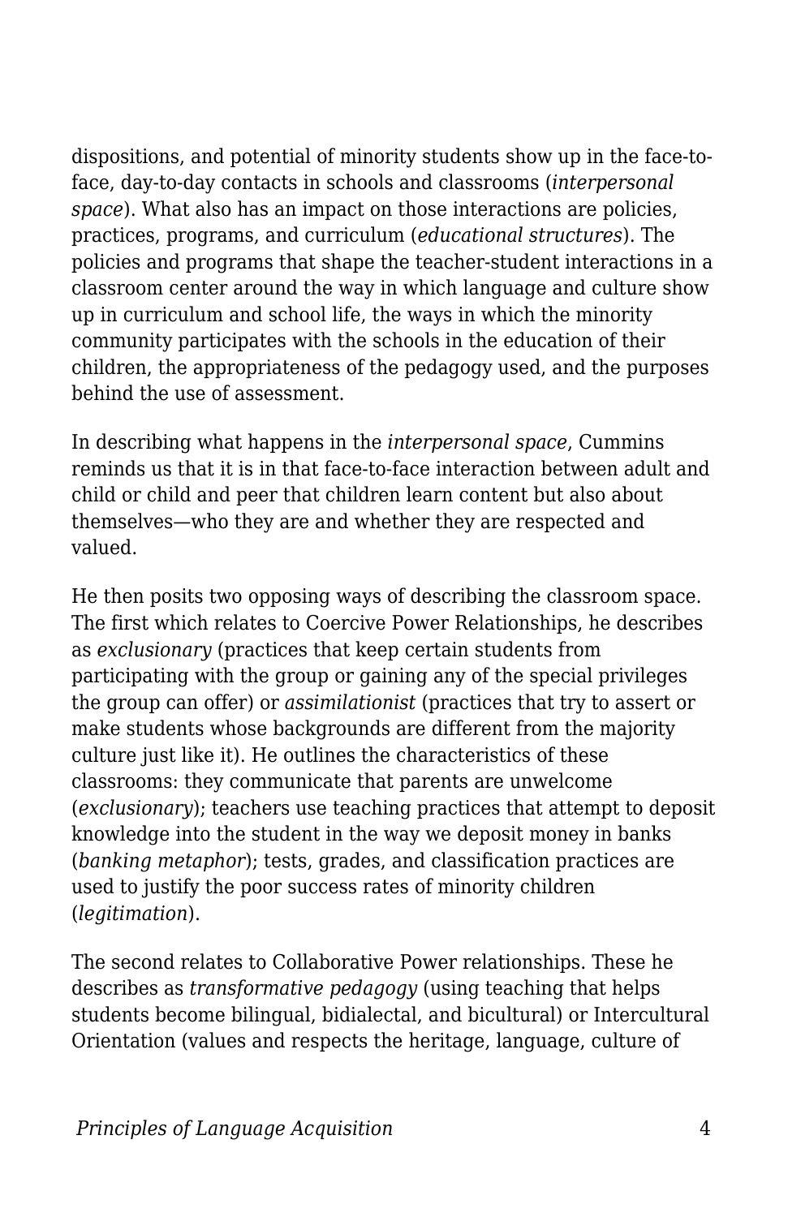dispositions, and potential of minority students show up in the face-to-face, day-to-day contacts in schools and classrooms (*interpersonal space*). What also has an impact on those interactions are policies, practices, programs, and curriculum (*educational structures*). The policies and programs that shape the teacher-student interactions in a classroom center around the way in which language and culture show up in curriculum and school life, the ways in which the minority community participates with the schools in the education of their children, the appropriateness of the pedagogy used, and the purposes behind the use of assessment.

In describing what happens in the *interpersonal space*, Cummins reminds us that it is in that face-to-face interaction between adult and child or child and peer that children learn content but also about themselves—who they are and whether they are respected and valued.

He then posits two opposing ways of describing the classroom space. The first which relates to Coercive Power Relationships, he describes as *exclusionary* (practices that keep certain students from participating with the group or gaining any of the special privileges the group can offer) or *assimilationist* (practices that try to assert or make students whose backgrounds are different from the majority culture just like it). He outlines the characteristics of these classrooms: they communicate that parents are unwelcome (*exclusionary*); teachers use teaching practices that attempt to deposit knowledge into the student in the way we deposit money in banks (*banking metaphor*); tests, grades, and classification practices are used to justify the poor success rates of minority children (*legitimation*).

The second relates to Collaborative Power relationships. These he describes as *transformative pedagogy* (using teaching that helps students become bilingual, bidialectal, and bicultural) or Intercultural Orientation (values and respects the heritage, language, culture of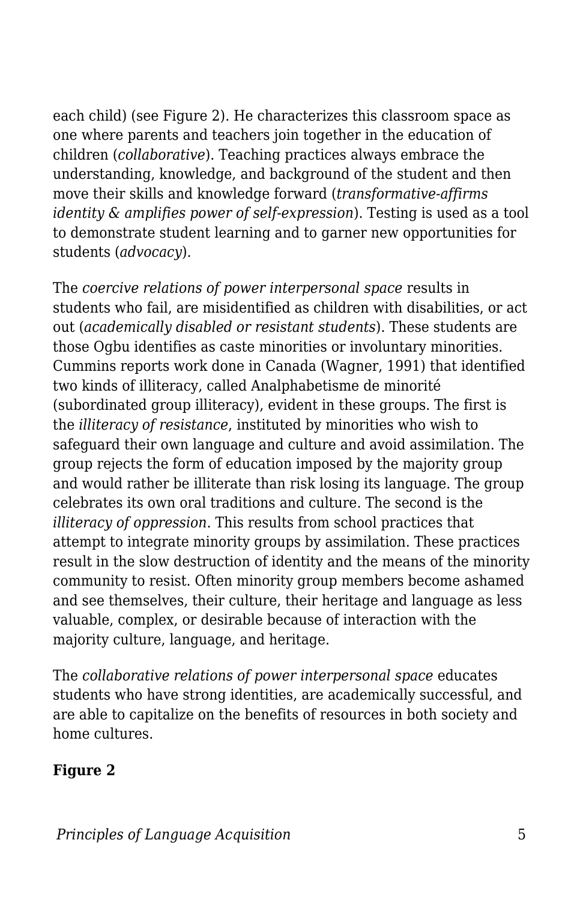each child) (see Figure 2). He characterizes this classroom space as one where parents and teachers join together in the education of children (*collaborative*). Teaching practices always embrace the understanding, knowledge, and background of the student and then move their skills and knowledge forward (*transformative-affirms identity & amplifies power of self-expression*). Testing is used as a tool to demonstrate student learning and to garner new opportunities for students (*advocacy*).

The *coercive relations of power interpersonal space* results in students who fail, are misidentified as children with disabilities, or act out (*academically disabled or resistant students*). These students are those Ogbu identifies as caste minorities or involuntary minorities. Cummins reports work done in Canada (Wagner, 1991) that identified two kinds of illiteracy, called Analphabetisme de minorité (subordinated group illiteracy), evident in these groups. The first is the *illiteracy of resistance*, instituted by minorities who wish to safeguard their own language and culture and avoid assimilation. The group rejects the form of education imposed by the majority group and would rather be illiterate than risk losing its language. The group celebrates its own oral traditions and culture. The second is the *illiteracy of oppression*. This results from school practices that attempt to integrate minority groups by assimilation. These practices result in the slow destruction of identity and the means of the minority community to resist. Often minority group members become ashamed and see themselves, their culture, their heritage and language as less valuable, complex, or desirable because of interaction with the majority culture, language, and heritage.

The *collaborative relations of power interpersonal space* educates students who have strong identities, are academically successful, and are able to capitalize on the benefits of resources in both society and home cultures.

**Figure 2**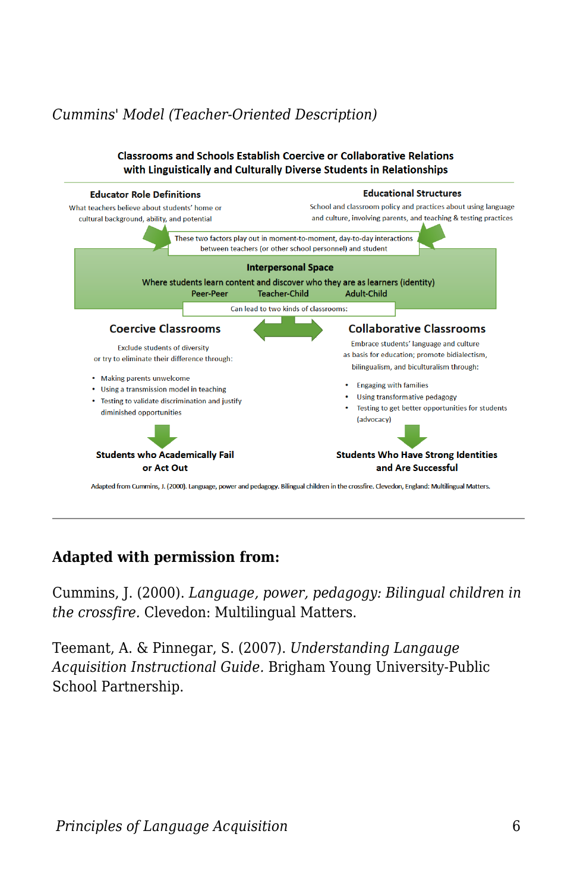*Cummins' Model (Teacher-Oriented Description)*

**Classrooms and Schools Establish Coercive or Collaborative Relations with Linguistically and Culturally Diverse Students in Relationships**

**Educator Role Definitions**

What teachers believe about students' home or cultural background, ability, and potential

**Educational Structures**

School and classroom policy and practices about using language and culture, involving parents, and teaching & testing practices

These two factors play out in moment-to-moment, day-to-day interactions between teachers (or other school personnel) and student

**Interpersonal Space**

Where students learn content and discover who they are as learners (identity)

Peer-Peer Teacher-Child Adult-Child

Can lead to two kinds of classrooms:

**Coercive Classrooms**

Exclude students of diversity or try to eliminate their difference through:

- Making parents unwelcome
- Using a transmission model in teaching
- Testing to validate discrimination and justify diminished opportunities

**Students who Academically Fail or Act Out**

**Collaborative Classrooms**

Embrace students' language and culture as basis for education; promote bidialectism, bilingualism, and biculturalism through:

- Engaging with families
- Using transformative pedagogy
- Testing to get better opportunities for students (advocacy)

**Students Who Have Strong Identities and Are Successful**

Adapted from Cummins, J. (2000). Language, power and pedagogy. Bilingual children in the crossfire. Clevedon, England: Multilingual Matters.

---

**Adapted with permission from:**

Cummins, J. (2000). *Language, power, pedagogy: Bilingual children in the crossfire.* Clevedon: Multilingual Matters.

Teemant, A. & Pinnegar, S. (2007). *Understanding Langauge Acquisition Instructional Guide.* Brigham Young University-Public School Partnership.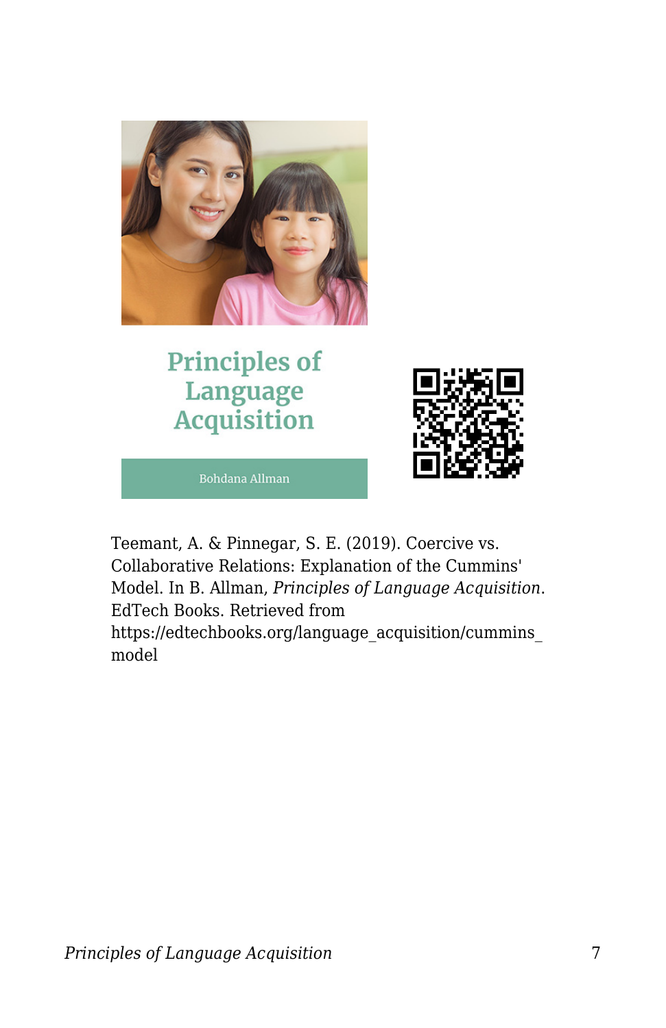Principles of Language Acquisition

Bohdana Allman

Teemant, A. & Pinnegar, S. E. (2019). Coercive vs. Collaborative Relations: Explanation of the Cummins' Model. In B. Allman, *Principles of Language Acquisition*. EdTech Books. Retrieved from https://edtechbooks.org/language_acquisition/cummins_model